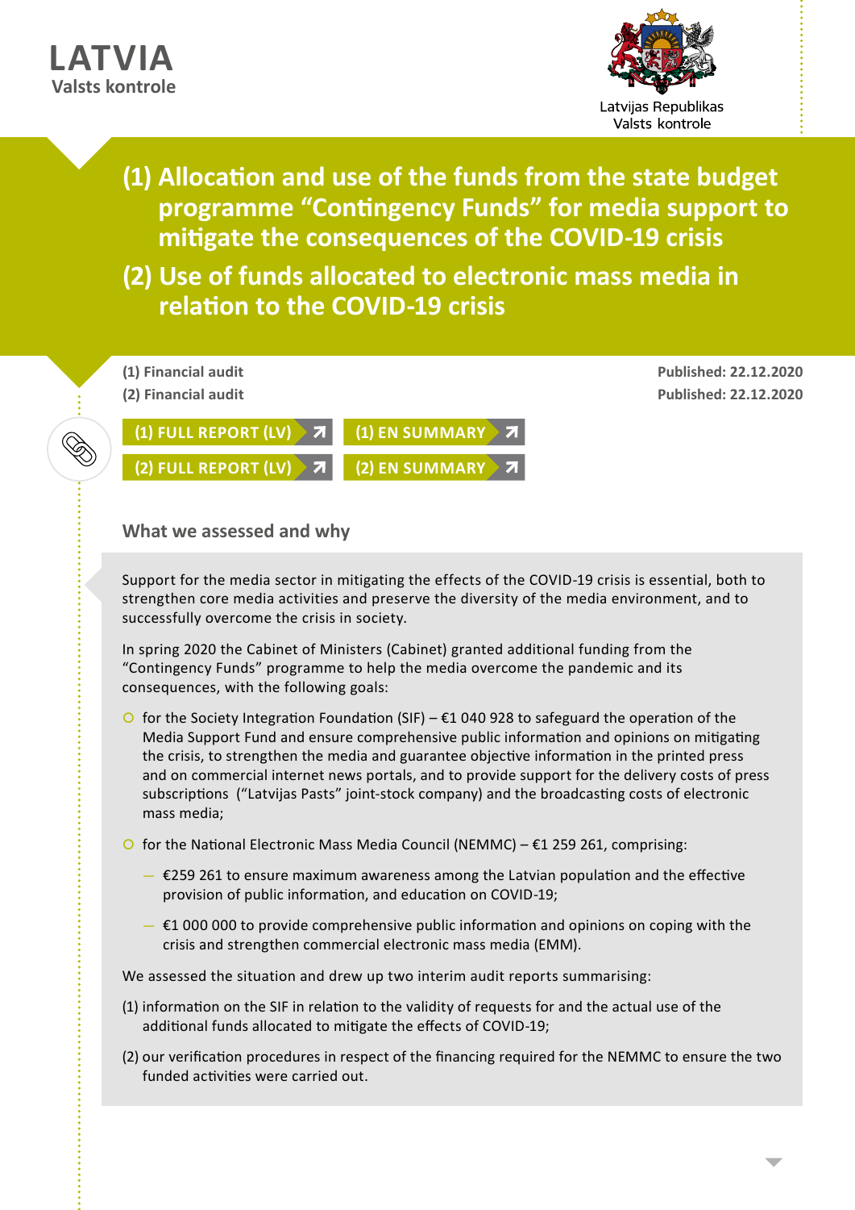**LATVIA**
**Valsts kontrole**

Latvijas Republikas
Valsts kontrole

# (1) Allocation and use of the funds from the state budget programme "Contingency Funds" for media support to mitigate the consequences of the COVID-19 crisis

# (2) Use of funds allocated to electronic mass media in relation to the COVID-19 crisis

**(1) Financial audit** — **Published: 22.12.2020**

**(2) Financial audit** — **Published: 22.12.2020**

(1) FULL REPORT (LV) | (1) EN SUMMARY

(2) FULL REPORT (LV) | (2) EN SUMMARY

## What we assessed and why

Support for the media sector in mitigating the effects of the COVID-19 crisis is essential, both to strengthen core media activities and preserve the diversity of the media environment, and to successfully overcome the crisis in society.

In spring 2020 the Cabinet of Ministers (Cabinet) granted additional funding from the "Contingency Funds" programme to help the media overcome the pandemic and its consequences, with the following goals:

- for the Society Integration Foundation (SIF) – €1 040 928 to safeguard the operation of the Media Support Fund and ensure comprehensive public information and opinions on mitigating the crisis, to strengthen the media and guarantee objective information in the printed press and on commercial internet news portals, and to provide support for the delivery costs of press subscriptions ("Latvijas Pasts" joint-stock company) and the broadcasting costs of electronic mass media;
- for the National Electronic Mass Media Council (NEMMC) – €1 259 261, comprising:
  - €259 261 to ensure maximum awareness among the Latvian population and the effective provision of public information, and education on COVID-19;
  - €1 000 000 to provide comprehensive public information and opinions on coping with the crisis and strengthen commercial electronic mass media (EMM).

We assessed the situation and drew up two interim audit reports summarising:

(1) information on the SIF in relation to the validity of requests for and the actual use of the additional funds allocated to mitigate the effects of COVID-19;

(2) our verification procedures in respect of the financing required for the NEMMC to ensure the two funded activities were carried out.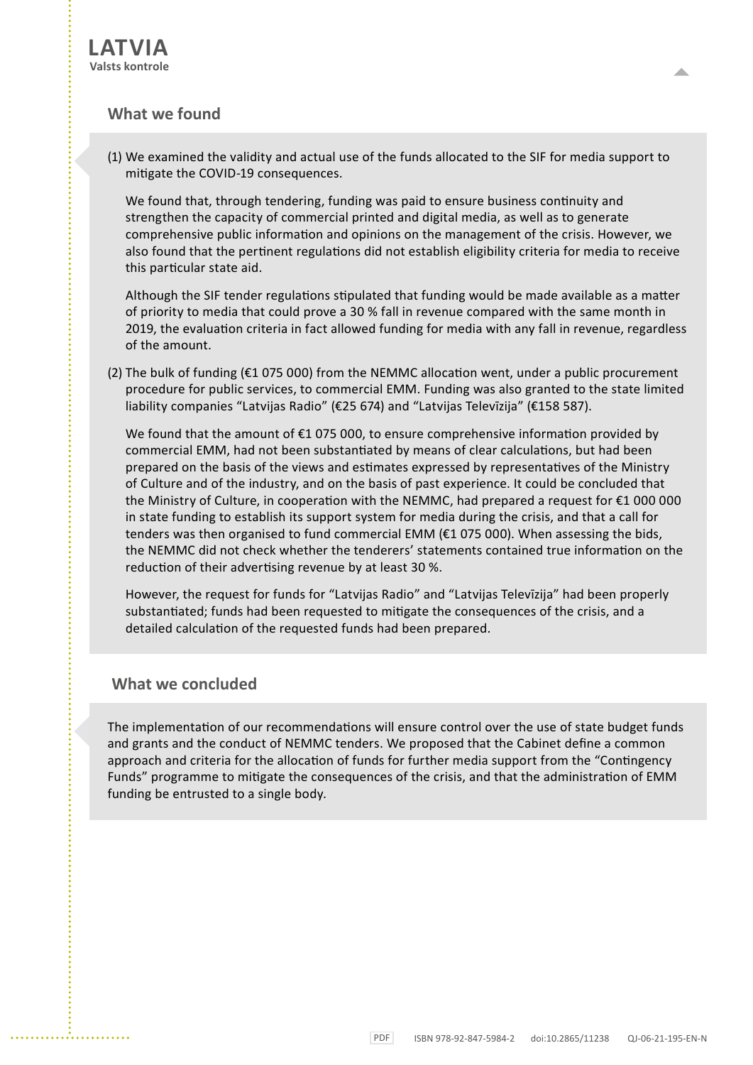## What we found

(1) We examined the validity and actual use of the funds allocated to the SIF for media support to mitigate the COVID-19 consequences.

We found that, through tendering, funding was paid to ensure business continuity and strengthen the capacity of commercial printed and digital media, as well as to generate comprehensive public information and opinions on the management of the crisis. However, we also found that the pertinent regulations did not establish eligibility criteria for media to receive this particular state aid.

Although the SIF tender regulations stipulated that funding would be made available as a matter of priority to media that could prove a 30 % fall in revenue compared with the same month in 2019, the evaluation criteria in fact allowed funding for media with any fall in revenue, regardless of the amount.

(2) The bulk of funding (€1 075 000) from the NEMMC allocation went, under a public procurement procedure for public services, to commercial EMM. Funding was also granted to the state limited liability companies "Latvijas Radio" (€25 674) and "Latvijas Televīzija" (€158 587).

We found that the amount of €1 075 000, to ensure comprehensive information provided by commercial EMM, had not been substantiated by means of clear calculations, but had been prepared on the basis of the views and estimates expressed by representatives of the Ministry of Culture and of the industry, and on the basis of past experience. It could be concluded that the Ministry of Culture, in cooperation with the NEMMC, had prepared a request for €1 000 000 in state funding to establish its support system for media during the crisis, and that a call for tenders was then organised to fund commercial EMM (€1 075 000). When assessing the bids, the NEMMC did not check whether the tenderers' statements contained true information on the reduction of their advertising revenue by at least 30 %.

However, the request for funds for "Latvijas Radio" and "Latvijas Televīzija" had been properly substantiated; funds had been requested to mitigate the consequences of the crisis, and a detailed calculation of the requested funds had been prepared.

## What we concluded

The implementation of our recommendations will ensure control over the use of state budget funds and grants and the conduct of NEMMC tenders. We proposed that the Cabinet define a common approach and criteria for the allocation of funds for further media support from the "Contingency Funds" programme to mitigate the consequences of the crisis, and that the administration of EMM funding be entrusted to a single body.